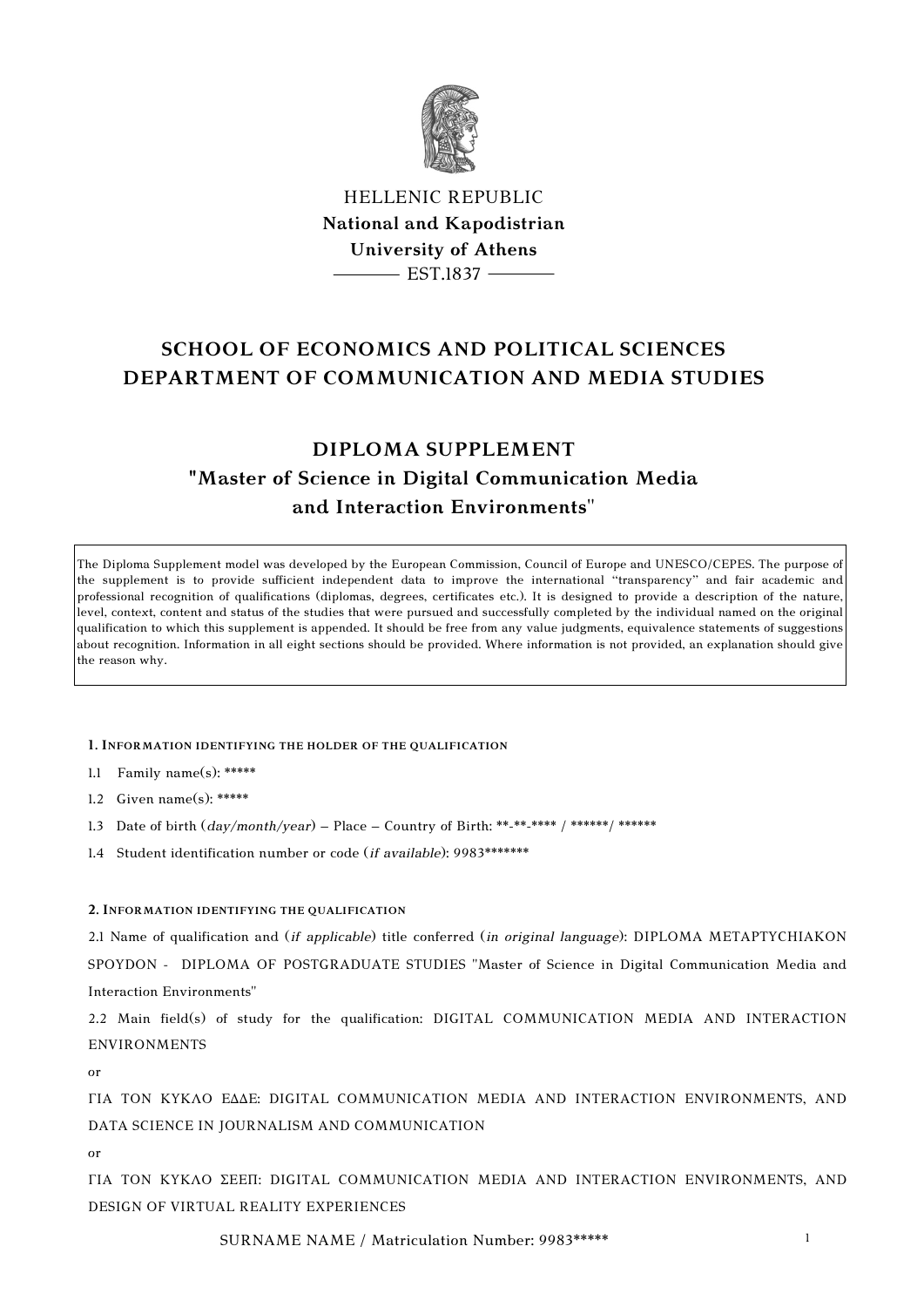HELLENIC REPUBLIC
**National and Kapodistrian**
**University of Athens**
——— EST.1837 ———

## SCHOOL OF ECONOMICS AND POLITICAL SCIENCES
## DEPARTMENT OF COMMUNICATION AND MEDIA STUDIES

# DIPLOMA SUPPLEMENT
## "Master of Science in Digital Communication Media and Interaction Environments"

The Diploma Supplement model was developed by the European Commission, Council of Europe and UNESCO/CEPES. The purpose of the supplement is to provide sufficient independent data to improve the international "transparency" and fair academic and professional recognition of qualifications (diplomas, degrees, certificates etc.). It is designed to provide a description of the nature, level, context, content and status of the studies that were pursued and successfully completed by the individual named on the original qualification to which this supplement is appended. It should be free from any value judgments, equivalence statements of suggestions about recognition. Information in all eight sections should be provided. Where information is not provided, an explanation should give the reason why.

### 1. INFORMATION IDENTIFYING THE HOLDER OF THE QUALIFICATION

1.1 Family name(s): *****

1.2 Given name(s): *****

1.3 Date of birth (*day/month/year*) – Place – Country of Birth: **-**-**** / ******/ ******

1.4 Student identification number or code (*if available*): 9983*******

### 2. INFORMATION IDENTIFYING THE QUALIFICATION

2.1 Name of qualification and (*if applicable*) title conferred (*in original language*): DIPLOMA METAPTYCHIAKON SPOYDON - DIPLOMA OF POSTGRADUATE STUDIES "Master of Science in Digital Communication Media and Interaction Environments"

2.2 Main field(s) of study for the qualification: DIGITAL COMMUNICATION MEDIA AND INTERACTION ENVIRONMENTS

or

ΓΙΑ ΤΟΝ ΚΥΚΛΟ ΕΔΔΕ: DIGITAL COMMUNICATION MEDIA AND INTERACTION ENVIRONMENTS, AND DATA SCIENCE IN JOURNALISM AND COMMUNICATION

or

ΓΙΑ ΤΟΝ ΚΥΚΛΟ ΣΕΕΠ: DIGITAL COMMUNICATION MEDIA AND INTERACTION ENVIRONMENTS, AND DESIGN OF VIRTUAL REALITY EXPERIENCES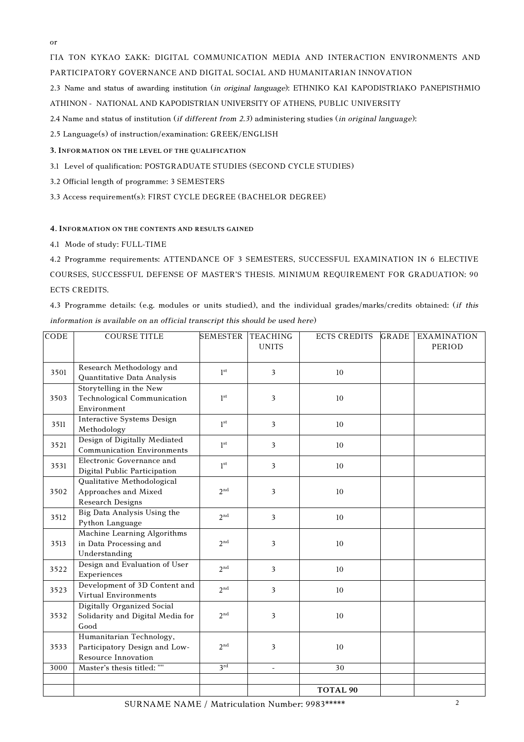or

ΓΙΑ ΤΟΝ ΚΥΚΛΟ ΣΑΚΚ: DIGITAL COMMUNICATION MEDIA AND INTERACTION ENVIRONMENTS AND PARTICIPATORY GOVERNANCE AND DIGITAL SOCIAL AND HUMANITARIAN INNOVATION

2.3 Name and status of awarding institution (*in original language*): ETHNIKO KAI KAPODISTRIAKO PANEPISTHMIO ATHINON - NATIONAL AND KAPODISTRIAN UNIVERSITY OF ATHENS, PUBLIC UNIVERSITY

2.4 Name and status of institution (*if different from 2.3*) administering studies (*in original language*):

2.5 Language(s) of instruction/examination: GREEK/ENGLISH

**3. INFORMATION ON THE LEVEL OF THE QUALIFICATION**

3.1 Level of qualification: POSTGRADUATE STUDIES (SECOND CYCLE STUDIES)

3.2 Official length of programme: 3 SEMESTERS

3.3 Access requirement(s): FIRST CYCLE DEGREE (BACHELOR DEGREE)

**4. INFORMATION ON THE CONTENTS AND RESULTS GAINED**

4.1 Mode of study: FULL-TIME

4.2 Programme requirements: ATTENDANCE OF 3 SEMESTERS, SUCCESSFUL EXAMINATION IN 6 ELECTIVE COURSES, SUCCESSFUL DEFENSE OF MASTER'S THESIS. MINIMUM REQUIREMENT FOR GRADUATION: 90 ECTS CREDITS.

4.3 Programme details: (e.g. modules or units studied), and the individual grades/marks/credits obtained: (*if this information is available on an official transcript this should be used here*)

| CODE | COURSE TITLE | SEMESTER | TEACHING UNITS | ECTS CREDITS | GRADE | EXAMINATION PERIOD |
|---|---|---|---|---|---|---|
| 3501 | Research Methodology and Quantitative Data Analysis | 1st | 3 | 10 | | |
| 3503 | Storytelling in the New Technological Communication Environment | 1st | 3 | 10 | | |
| 3511 | Interactive Systems Design Methodology | 1st | 3 | 10 | | |
| 3521 | Design of Digitally Mediated Communication Environments | 1st | 3 | 10 | | |
| 3531 | Electronic Governance and Digital Public Participation | 1st | 3 | 10 | | |
| 3502 | Qualitative Methodological Approaches and Mixed Research Designs | 2nd | 3 | 10 | | |
| 3512 | Big Data Analysis Using the Python Language | 2nd | 3 | 10 | | |
| 3513 | Machine Learning Algorithms in Data Processing and Understanding | 2nd | 3 | 10 | | |
| 3522 | Design and Evaluation of User Experiences | 2nd | 3 | 10 | | |
| 3523 | Development of 3D Content and Virtual Environments | 2nd | 3 | 10 | | |
| 3532 | Digitally Organized Social Solidarity and Digital Media for Good | 2nd | 3 | 10 | | |
| 3533 | Humanitarian Technology, Participatory Design and Low-Resource Innovation | 2nd | 3 | 10 | | |
| 3000 | Master's thesis titled: "" | 3rd | - | 30 | | |
| | | | | | | |
| | | | | **TOTAL 90** | | |

SURNAME NAME / Matriculation Number: 9983*****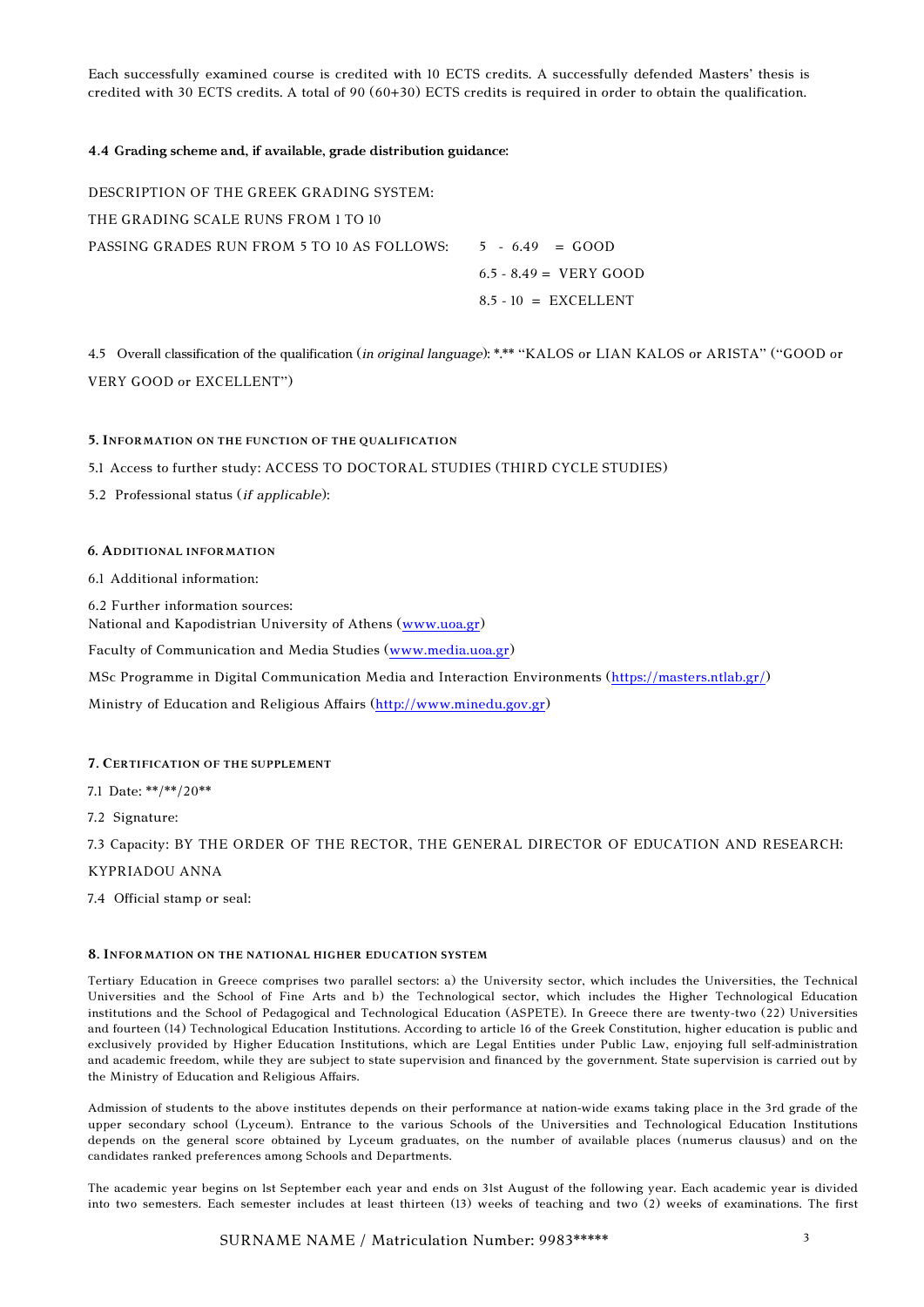Each successfully examined course is credited with 10 ECTS credits. A successfully defended Masters' thesis is credited with 30 ECTS credits. A total of 90 (60+30) ECTS credits is required in order to obtain the qualification.

**4.4 Grading scheme and, if available, grade distribution guidance:**

DESCRIPTION OF THE GREEK GRADING SYSTEM:

THE GRADING SCALE RUNS FROM 1 TO 10

PASSING GRADES RUN FROM 5 TO 10 AS FOLLOWS:

- 5 - 6.49 = GOOD
- 6.5 - 8.49 = VERY GOOD
- 8.5 - 10 = EXCELLENT

4.5 Overall classification of the qualification (*in original language*): *.** "KALOS or LIAN KALOS or ARISTA" ("GOOD or VERY GOOD or EXCELLENT")

### 5. Information on the function of the qualification

5.1 Access to further study: ACCESS TO DOCTORAL STUDIES (THIRD CYCLE STUDIES)

5.2 Professional status (*if applicable*):

### 6. Additional information

6.1 Additional information:

6.2 Further information sources:
National and Kapodistrian University of Athens (www.uoa.gr)

Faculty of Communication and Media Studies (www.media.uoa.gr)

MSc Programme in Digital Communication Media and Interaction Environments (https://masters.ntlab.gr/)

Ministry of Education and Religious Affairs (http://www.minedu.gov.gr)

### 7. Certification of the supplement

7.1 Date: **/**/20**

7.2 Signature:

7.3 Capacity: BY THE ORDER OF THE RECTOR, THE GENERAL DIRECTOR OF EDUCATION AND RESEARCH: KYPRIADOU ANNA

7.4 Official stamp or seal:

### 8. Information on the national higher education system

Tertiary Education in Greece comprises two parallel sectors: a) the University sector, which includes the Universities, the Technical Universities and the School of Fine Arts and b) the Technological sector, which includes the Higher Technological Education institutions and the School of Pedagogical and Technological Education (ASPETE). In Greece there are twenty-two (22) Universities and fourteen (14) Technological Education Institutions. According to article 16 of the Greek Constitution, higher education is public and exclusively provided by Higher Education Institutions, which are Legal Entities under Public Law, enjoying full self-administration and academic freedom, while they are subject to state supervision and financed by the government. State supervision is carried out by the Ministry of Education and Religious Affairs.

Admission of students to the above institutes depends on their performance at nation-wide exams taking place in the 3rd grade of the upper secondary school (Lyceum). Entrance to the various Schools of the Universities and Technological Education Institutions depends on the general score obtained by Lyceum graduates, on the number of available places (numerus clausus) and on the candidates ranked preferences among Schools and Departments.

The academic year begins on 1st September each year and ends on 31st August of the following year. Each academic year is divided into two semesters. Each semester includes at least thirteen (13) weeks of teaching and two (2) weeks of examinations. The first

SURNAME NAME / Matriculation Number: 9983*****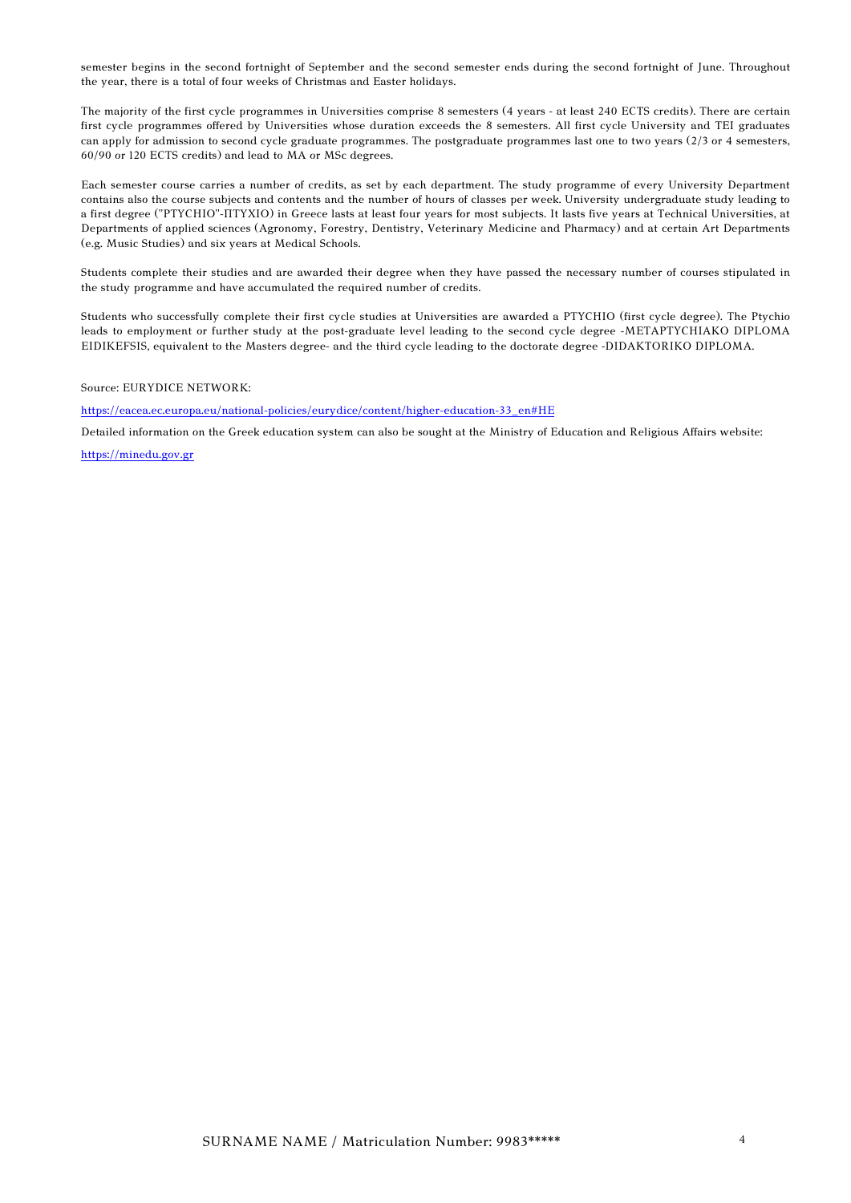semester begins in the second fortnight of September and the second semester ends during the second fortnight of June. Throughout the year, there is a total of four weeks of Christmas and Easter holidays.

The majority of the first cycle programmes in Universities comprise 8 semesters (4 years - at least 240 ECTS credits). There are certain first cycle programmes offered by Universities whose duration exceeds the 8 semesters. All first cycle University and TEI graduates can apply for admission to second cycle graduate programmes. The postgraduate programmes last one to two years (2/3 or 4 semesters, 60/90 or 120 ECTS credits) and lead to MA or MSc degrees.

Each semester course carries a number of credits, as set by each department. The study programme of every University Department contains also the course subjects and contents and the number of hours of classes per week. University undergraduate study leading to a first degree ("PTYCHIO"-ΠΤΥΧΙΟ) in Greece lasts at least four years for most subjects. It lasts five years at Technical Universities, at Departments of applied sciences (Agronomy, Forestry, Dentistry, Veterinary Medicine and Pharmacy) and at certain Art Departments (e.g. Music Studies) and six years at Medical Schools.

Students complete their studies and are awarded their degree when they have passed the necessary number of courses stipulated in the study programme and have accumulated the required number of credits.

Students who successfully complete their first cycle studies at Universities are awarded a PTYCHIO (first cycle degree). The Ptychio leads to employment or further study at the post-graduate level leading to the second cycle degree -METAPTYCHIAKO DIPLOMA EIDIKEFSIS, equivalent to the Masters degree- and the third cycle leading to the doctorate degree -DIDAKTORIKO DIPLOMA.

Source: EURYDICE NETWORK:

https://eacea.ec.europa.eu/national-policies/eurydice/content/higher-education-33_en#HE

Detailed information on the Greek education system can also be sought at the Ministry of Education and Religious Affairs website:

https://minedu.gov.gr